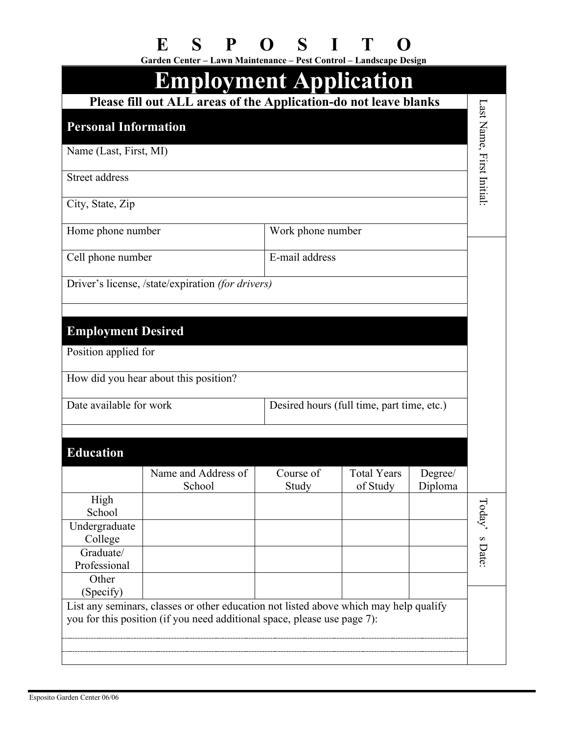# E S P O S I T O

**Garden Center – Lawn Maintenance – Pest Control – Landscape Design**

# Employment Application

**Please fill out ALL areas of the Application-do not leave blanks**

Last Name, First Initial:

## Personal Information

Name (Last, First, MI)

Street address

City, State, Zip

| Home phone number | Work phone number |
|---|---|
| Cell phone number | E-mail address |

Driver's license, /state/expiration *(for drivers)*

## Employment Desired

Position applied for

How did you hear about this position?

| Date available for work | Desired hours (full time, part time, etc.) |
|---|---|

## Education

| | Name and Address of School | Course of Study | Total Years of Study | Degree/ Diploma |
|---|---|---|---|---|
| High School | | | | |
| Undergraduate College | | | | |
| Graduate/ Professional | | | | |
| Other (Specify) | | | | |

Today's Date:

List any seminars, classes or other education not listed above which may help qualify you for this position (if you need additional space, please use page 7):

Esposito Garden Center 06/06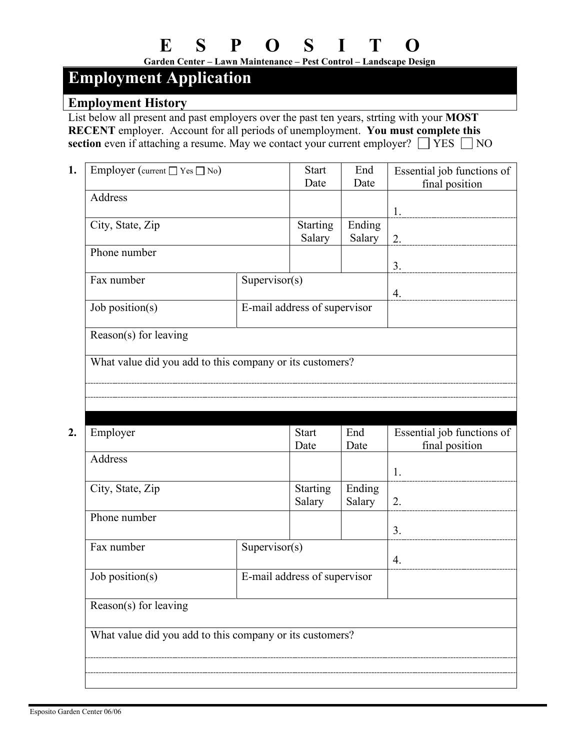# E S P O S I T O

**Garden Center – Lawn Maintenance – Pest Control – Landscape Design**

## Employment Application

### Employment History

List below all present and past employers over the past ten years, strting with your **MOST RECENT** employer. Account for all periods of unemployment. **You must complete this section** even if attaching a resume. May we contact your current employer? ☐ YES ☐ NO

**1.**

| Employer (current ☐ Yes ☐ No) | | Start Date | End Date | Essential job functions of final position |
|---|---|---|---|---|
| Address | | | | 1. |
| City, State, Zip | | Starting Salary | Ending Salary | 2. |
| Phone number | | | | 3. |
| Fax number | Supervisor(s) | | | 4. |
| Job position(s) | E-mail address of supervisor | | | |
| Reason(s) for leaving | | | | |
| What value did you add to this company or its customers? | | | | |

**2.**

| Employer | | Start Date | End Date | Essential job functions of final position |
|---|---|---|---|---|
| Address | | | | 1. |
| City, State, Zip | | Starting Salary | Ending Salary | 2. |
| Phone number | | | | 3. |
| Fax number | Supervisor(s) | | | 4. |
| Job position(s) | E-mail address of supervisor | | | |
| Reason(s) for leaving | | | | |
| What value did you add to this company or its customers? | | | | |

Esposito Garden Center 06/06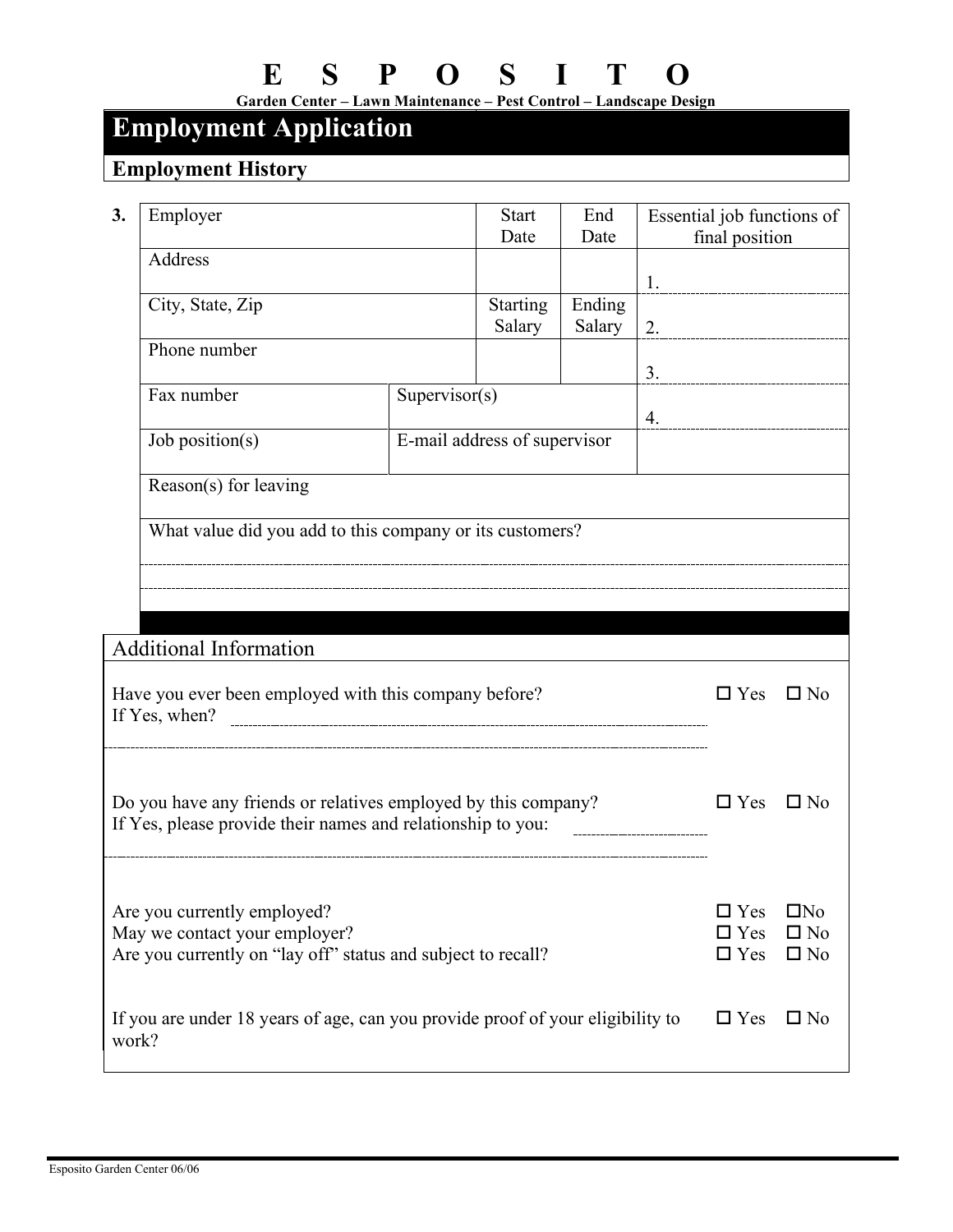# E S P O S I T O

**Garden Center – Lawn Maintenance – Pest Control – Landscape Design**

## Employment Application

### Employment History

| 3. | Employer | | Start Date | End Date | Essential job functions of final position |
|---|---|---|---|---|---|
| | Address | | | | 1. |
| | City, State, Zip | | Starting Salary | Ending Salary | 2. |
| | Phone number | | | | 3. |
| | Fax number | Supervisor(s) | | | 4. |
| | Job position(s) | E-mail address of supervisor | | | |
| | Reason(s) for leaving | | | | |
| | What value did you add to this company or its customers? | | | | |

### Additional Information

Have you ever been employed with this company before? ☐ Yes ☐ No
If Yes, when? ______________________________

Do you have any friends or relatives employed by this company? ☐ Yes ☐ No
If Yes, please provide their names and relationship to you: ______________________________

Are you currently employed? ☐ Yes ☐ No
May we contact your employer? ☐ Yes ☐ No
Are you currently on "lay off" status and subject to recall? ☐ Yes ☐ No

If you are under 18 years of age, can you provide proof of your eligibility to work? ☐ Yes ☐ No

Esposito Garden Center 06/06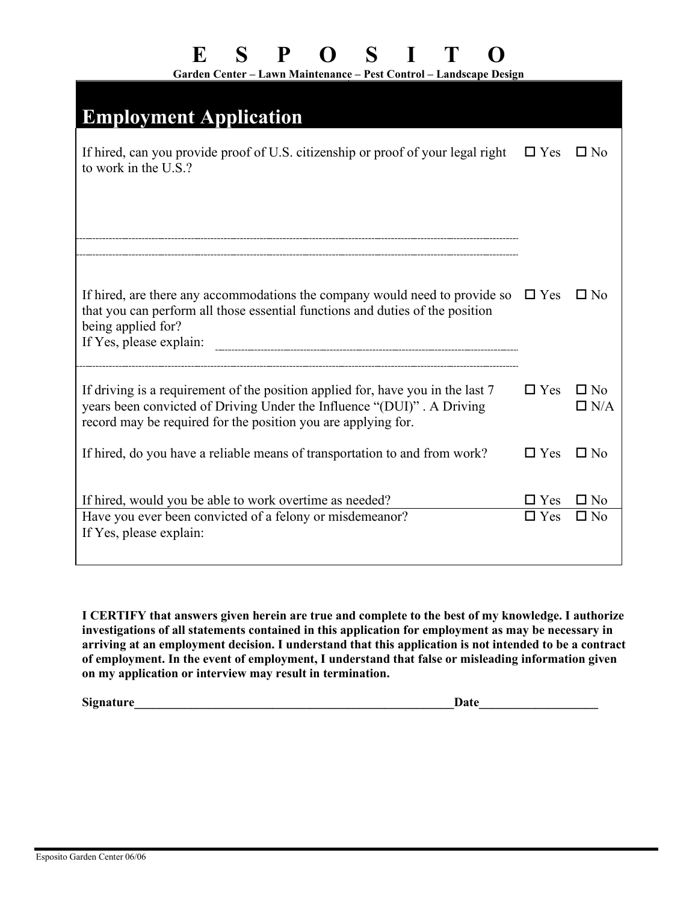# E S P O S I T O

**Garden Center – Lawn Maintenance – Pest Control – Landscape Design**

## Employment Application

| | | |
|---|---|---|
| If hired, can you provide proof of U.S. citizenship or proof of your legal right to work in the U.S.? | ☐ Yes | ☐ No |
| If hired, are there any accommodations the company would need to provide so that you can perform all those essential functions and duties of the position being applied for?<br>If Yes, please explain: | ☐ Yes | ☐ No |
| If driving is a requirement of the position applied for, have you in the last 7 years been convicted of Driving Under the Influence "(DUI)" . A Driving record may be required for the position you are applying for. | ☐ Yes | ☐ No<br>☐ N/A |
| If hired, do you have a reliable means of transportation to and from work? | ☐ Yes | ☐ No |
| If hired, would you be able to work overtime as needed? | ☐ Yes | ☐ No |
| Have you ever been convicted of a felony or misdemeanor?<br>If Yes, please explain: | ☐ Yes | ☐ No |

**I CERTIFY that answers given herein are true and complete to the best of my knowledge. I authorize investigations of all statements contained in this application for employment as may be necessary in arriving at an employment decision. I understand that this application is not intended to be a contract of employment. In the event of employment, I understand that false or misleading information given on my application or interview may result in termination.**

**Signature**\_\_\_\_\_\_\_\_\_\_\_\_\_\_\_\_\_\_\_\_\_\_\_\_\_\_\_\_\_\_\_\_\_\_\_\_\_\_\_\_\_\_\_\_\_\_\_\_\_\_**Date**\_\_\_\_\_\_\_\_\_\_\_\_\_\_\_\_\_\_\_

Esposito Garden Center 06/06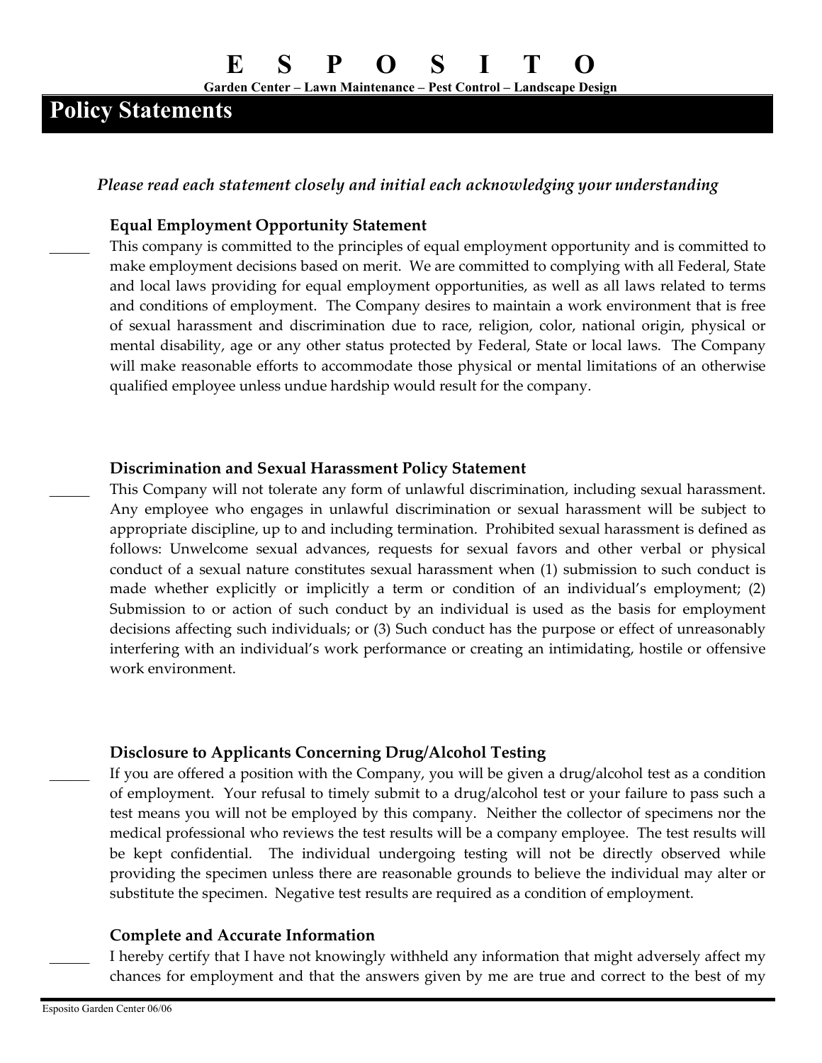# E S P O S I T O

**Garden Center – Lawn Maintenance – Pest Control – Landscape Design**

## Policy Statements

*Please read each statement closely and initial each acknowledging your understanding*

### Equal Employment Opportunity Statement

_____ This company is committed to the principles of equal employment opportunity and is committed to make employment decisions based on merit. We are committed to complying with all Federal, State and local laws providing for equal employment opportunities, as well as all laws related to terms and conditions of employment. The Company desires to maintain a work environment that is free of sexual harassment and discrimination due to race, religion, color, national origin, physical or mental disability, age or any other status protected by Federal, State or local laws. The Company will make reasonable efforts to accommodate those physical or mental limitations of an otherwise qualified employee unless undue hardship would result for the company.

### Discrimination and Sexual Harassment Policy Statement

_____ This Company will not tolerate any form of unlawful discrimination, including sexual harassment. Any employee who engages in unlawful discrimination or sexual harassment will be subject to appropriate discipline, up to and including termination. Prohibited sexual harassment is defined as follows: Unwelcome sexual advances, requests for sexual favors and other verbal or physical conduct of a sexual nature constitutes sexual harassment when (1) submission to such conduct is made whether explicitly or implicitly a term or condition of an individual's employment; (2) Submission to or action of such conduct by an individual is used as the basis for employment decisions affecting such individuals; or (3) Such conduct has the purpose or effect of unreasonably interfering with an individual's work performance or creating an intimidating, hostile or offensive work environment.

### Disclosure to Applicants Concerning Drug/Alcohol Testing

_____ If you are offered a position with the Company, you will be given a drug/alcohol test as a condition of employment. Your refusal to timely submit to a drug/alcohol test or your failure to pass such a test means you will not be employed by this company. Neither the collector of specimens nor the medical professional who reviews the test results will be a company employee. The test results will be kept confidential. The individual undergoing testing will not be directly observed while providing the specimen unless there are reasonable grounds to believe the individual may alter or substitute the specimen. Negative test results are required as a condition of employment.

### Complete and Accurate Information

_____ I hereby certify that I have not knowingly withheld any information that might adversely affect my chances for employment and that the answers given by me are true and correct to the best of my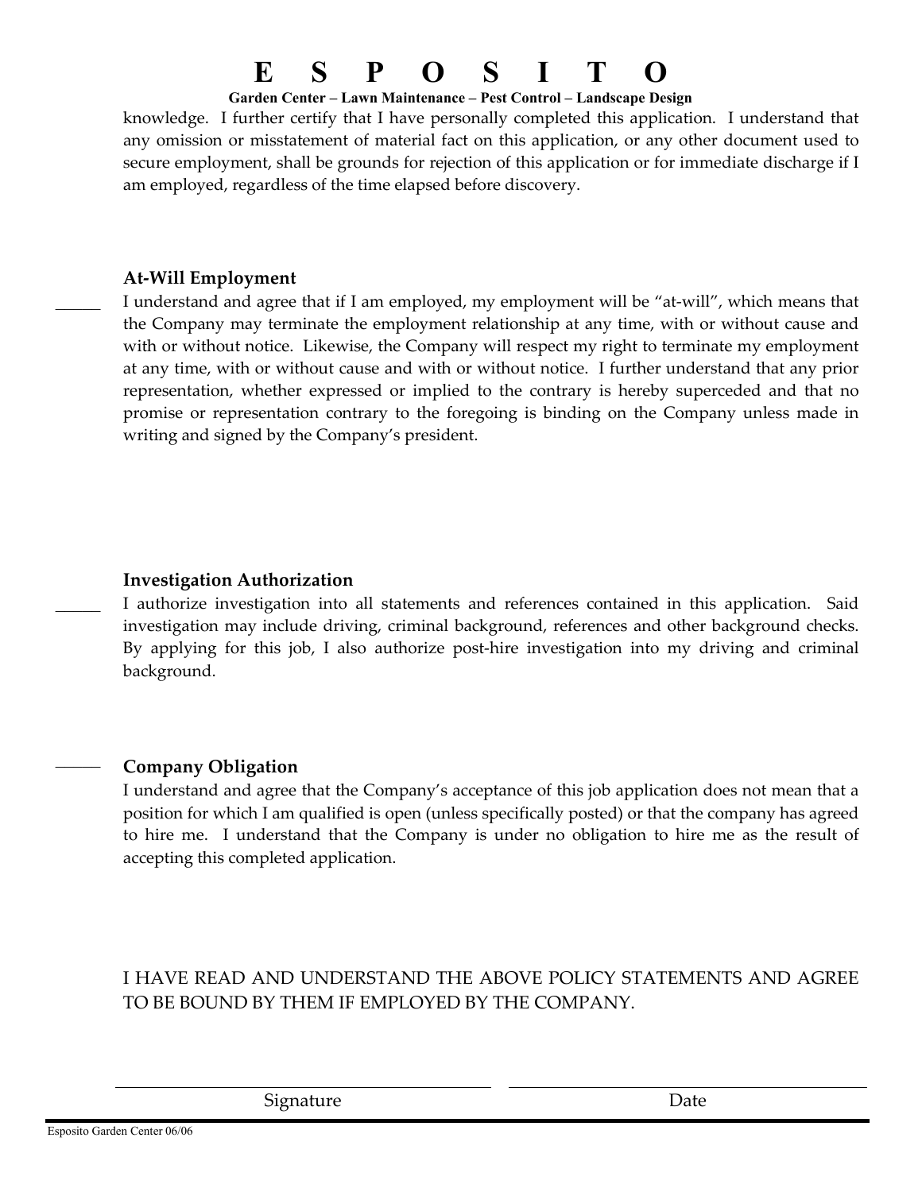knowledge. I further certify that I have personally completed this application. I understand that any omission or misstatement of material fact on this application, or any other document used to secure employment, shall be grounds for rejection of this application or for immediate discharge if I am employed, regardless of the time elapsed before discovery.

**At-Will Employment**

_____ I understand and agree that if I am employed, my employment will be "at-will", which means that the Company may terminate the employment relationship at any time, with or without cause and with or without notice. Likewise, the Company will respect my right to terminate my employment at any time, with or without cause and with or without notice. I further understand that any prior representation, whether expressed or implied to the contrary is hereby superceded and that no promise or representation contrary to the foregoing is binding on the Company unless made in writing and signed by the Company's president.

**Investigation Authorization**

_____ I authorize investigation into all statements and references contained in this application. Said investigation may include driving, criminal background, references and other background checks. By applying for this job, I also authorize post-hire investigation into my driving and criminal background.

_____ **Company Obligation**

I understand and agree that the Company's acceptance of this job application does not mean that a position for which I am qualified is open (unless specifically posted) or that the company has agreed to hire me. I understand that the Company is under no obligation to hire me as the result of accepting this completed application.

I HAVE READ AND UNDERSTAND THE ABOVE POLICY STATEMENTS AND AGREE TO BE BOUND BY THEM IF EMPLOYED BY THE COMPANY.

______________________________ ______________________________

Signature Date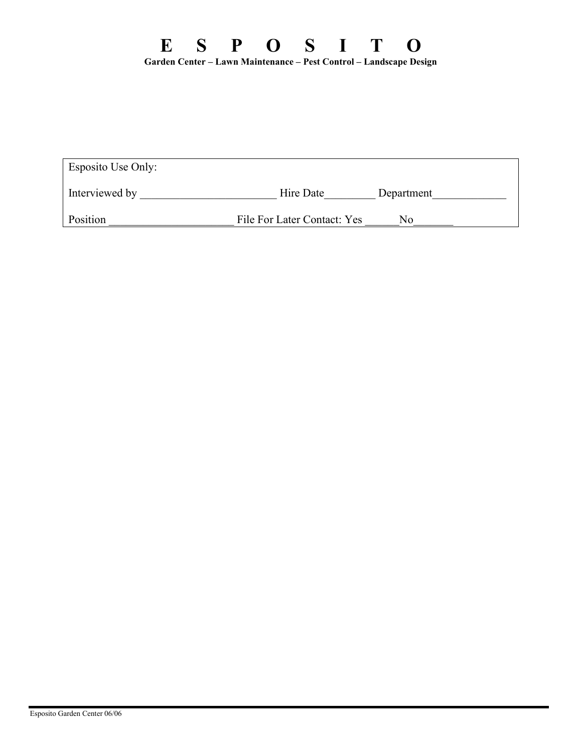# E S P O S I T O

**Garden Center – Lawn Maintenance – Pest Control – Landscape Design**

Esposito Use Only:

Interviewed by ________________________ Hire Date_________ Department_____________

Position ______________________ File For Later Contact: Yes ______No_______